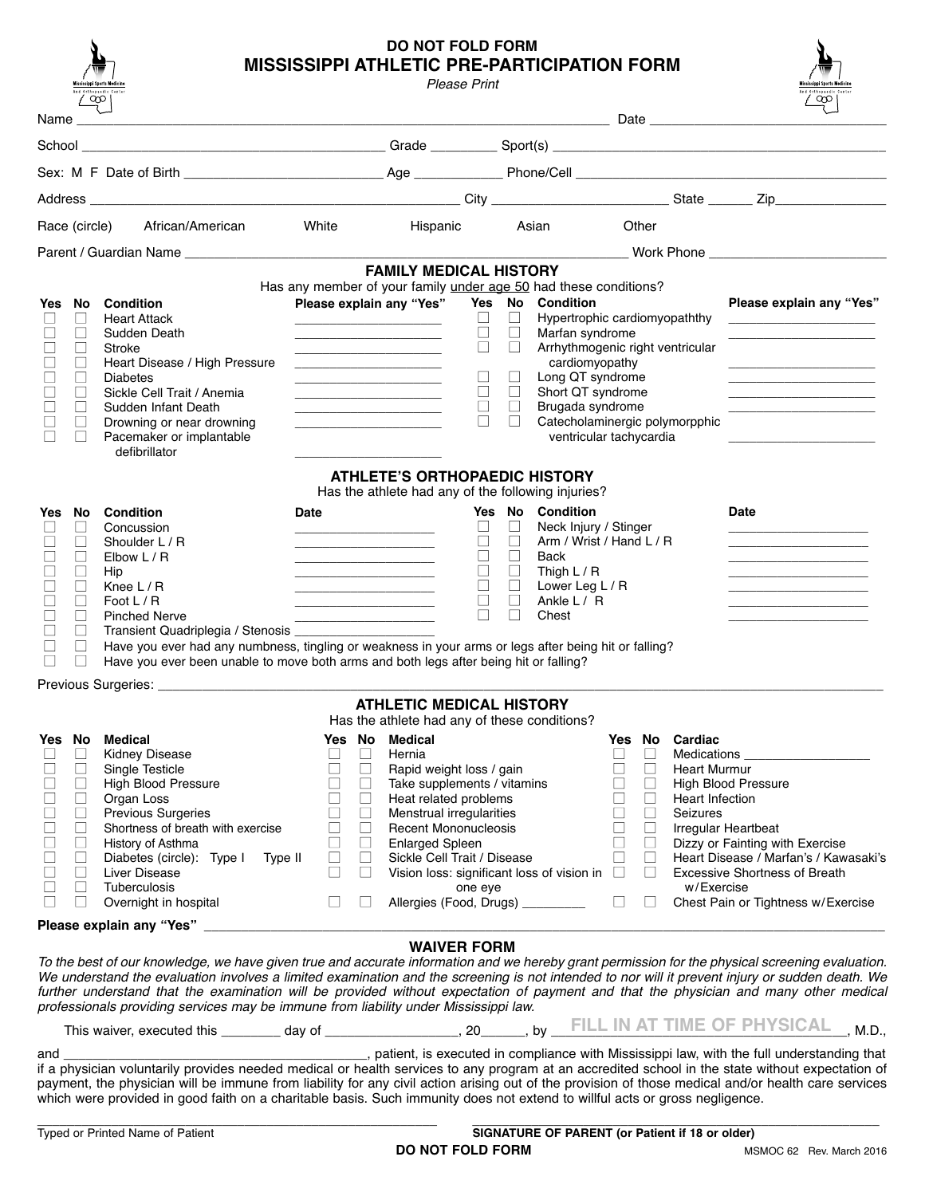DO NOT FOLD FORM

# MISSISSIPPI ATHLETIC PRE-PARTICIPATION FORM

*Please Print*

Name ______________________________________________ Date ____________________

School ______________________________ Grade ________ Sport(s) ______________________________

Sex: M F Date of Birth ____________________ Age __________ Phone/Cell ______________________________

Address ______________________________ City ____________________ State ______ Zip______________

Race (circle) African/American White Hispanic Asian Other

Parent / Guardian Name ______________________________________________ Work Phone ____________________

## FAMILY MEDICAL HISTORY

Has any member of your family under age 50 had these conditions?

| Yes | No | Condition | Please explain any "Yes" |
|---|---|---|---|
| ☐ | ☐ | Heart Attack | ____________________ |
| ☐ | ☐ | Sudden Death | ____________________ |
| ☐ | ☐ | Stroke | ____________________ |
| ☐ | ☐ | Heart Disease / High Pressure | ____________________ |
| ☐ | ☐ | Diabetes | ____________________ |
| ☐ | ☐ | Sickle Cell Trait / Anemia | ____________________ |
| ☐ | ☐ | Sudden Infant Death | ____________________ |
| ☐ | ☐ | Drowning or near drowning | ____________________ |
| ☐ | ☐ | Pacemaker or implantable defibrillator | ____________________ |
| ☐ | ☐ | Hypertrophic cardiomyopaththy | ____________________ |
| ☐ | ☐ | Marfan syndrome | ____________________ |
| ☐ | ☐ | Arrhythmogenic right ventricular cardiomyopathy | ____________________ |
| ☐ | ☐ | Long QT syndrome | ____________________ |
| ☐ | ☐ | Short QT syndrome | ____________________ |
| ☐ | ☐ | Brugada syndrome | ____________________ |
| ☐ | ☐ | Catecholaminergic polymorpphic ventricular tachycardia | ____________________ |

## ATHLETE'S ORTHOPAEDIC HISTORY

Has the athlete had any of the following injuries?

| Yes | No | Condition | Date |
|---|---|---|---|
| ☐ | ☐ | Concussion | ____________________ |
| ☐ | ☐ | Shoulder L / R | ____________________ |
| ☐ | ☐ | Elbow L / R | ____________________ |
| ☐ | ☐ | Hip | ____________________ |
| ☐ | ☐ | Knee L / R | ____________________ |
| ☐ | ☐ | Foot L / R | ____________________ |
| ☐ | ☐ | Pinched Nerve | ____________________ |
| ☐ | ☐ | Transient Quadriplegia / Stenosis | ____________________ |
| ☐ | ☐ | Neck Injury / Stinger | ____________________ |
| ☐ | ☐ | Arm / Wrist / Hand L / R | ____________________ |
| ☐ | ☐ | Back | ____________________ |
| ☐ | ☐ | Thigh L / R | ____________________ |
| ☐ | ☐ | Lower Leg L / R | ____________________ |
| ☐ | ☐ | Ankle L / R | ____________________ |
| ☐ | ☐ | Chest | ____________________ |

☐ ☐ Have you ever had any numbness, tingling or weakness in your arms or legs after being hit or falling?

☐ ☐ Have you ever been unable to move both arms and both legs after being hit or falling?

Previous Surgeries: ______________________________________________________________

## ATHLETIC MEDICAL HISTORY

Has the athlete had any of these conditions?

| Yes | No | Medical | Yes | No | Medical | Yes | No | Cardiac |
|---|---|---|---|---|---|---|---|---|
| ☐ | ☐ | Kidney Disease | ☐ | ☐ | Hernia | ☐ | ☐ | Medications __________ |
| ☐ | ☐ | Single Testicle | ☐ | ☐ | Rapid weight loss / gain | ☐ | ☐ | Heart Murmur |
| ☐ | ☐ | High Blood Pressure | ☐ | ☐ | Take supplements / vitamins | ☐ | ☐ | High Blood Pressure |
| ☐ | ☐ | Organ Loss | ☐ | ☐ | Heat related problems | ☐ | ☐ | Heart Infection |
| ☐ | ☐ | Previous Surgeries | ☐ | ☐ | Menstrual irregularities | ☐ | ☐ | Seizures |
| ☐ | ☐ | Shortness of breath with exercise | ☐ | ☐ | Recent Mononucleosis | ☐ | ☐ | Irregular Heartbeat |
| ☐ | ☐ | History of Asthma | ☐ | ☐ | Enlarged Spleen | ☐ | ☐ | Dizzy or Fainting with Exercise |
| ☐ | ☐ | Diabetes (circle): Type I Type II | ☐ | ☐ | Sickle Cell Trait / Disease | ☐ | ☐ | Heart Disease / Marfan's / Kawasaki's |
| ☐ | ☐ | Liver Disease | ☐ | ☐ | Vision loss: significant loss of vision in one eye | ☐ | ☐ | Excessive Shortness of Breath w/Exercise |
| ☐ | ☐ | Tuberculosis | | | | | | |
| ☐ | ☐ | Overnight in hospital | ☐ | ☐ | Allergies (Food, Drugs) ________ | ☐ | ☐ | Chest Pain or Tightness w/Exercise |

**Please explain any "Yes"** ______________________________________________________________

## WAIVER FORM

*To the best of our knowledge, we have given true and accurate information and we hereby grant permission for the physical screening evaluation. We understand the evaluation involves a limited examination and the screening is not intended to nor will it prevent injury or sudden death. We further understand that the examination will be provided without expectation of payment and that the physician and many other medical professionals providing services may be immune from liability under Mississippi law.*

This waiver, executed this ________ day of ________________, 20______, by FILL IN AT TIME OF PHYSICAL, M.D.,

and ______________________________, patient, is executed in compliance with Mississippi law, with the full understanding that if a physician voluntarily provides needed medical or health services to any program at an accredited school in the state without expectation of payment, the physician will be immune from liability for any civil action arising out of the provision of those medical and/or health care services which were provided in good faith on a charitable basis. Such immunity does not extend to willful acts or gross negligence.

______________________________ Typed or Printed Name of Patient

______________________________ **SIGNATURE OF PARENT (or Patient if 18 or older)**

**DO NOT FOLD FORM**

MSMOC 62 Rev. March 2016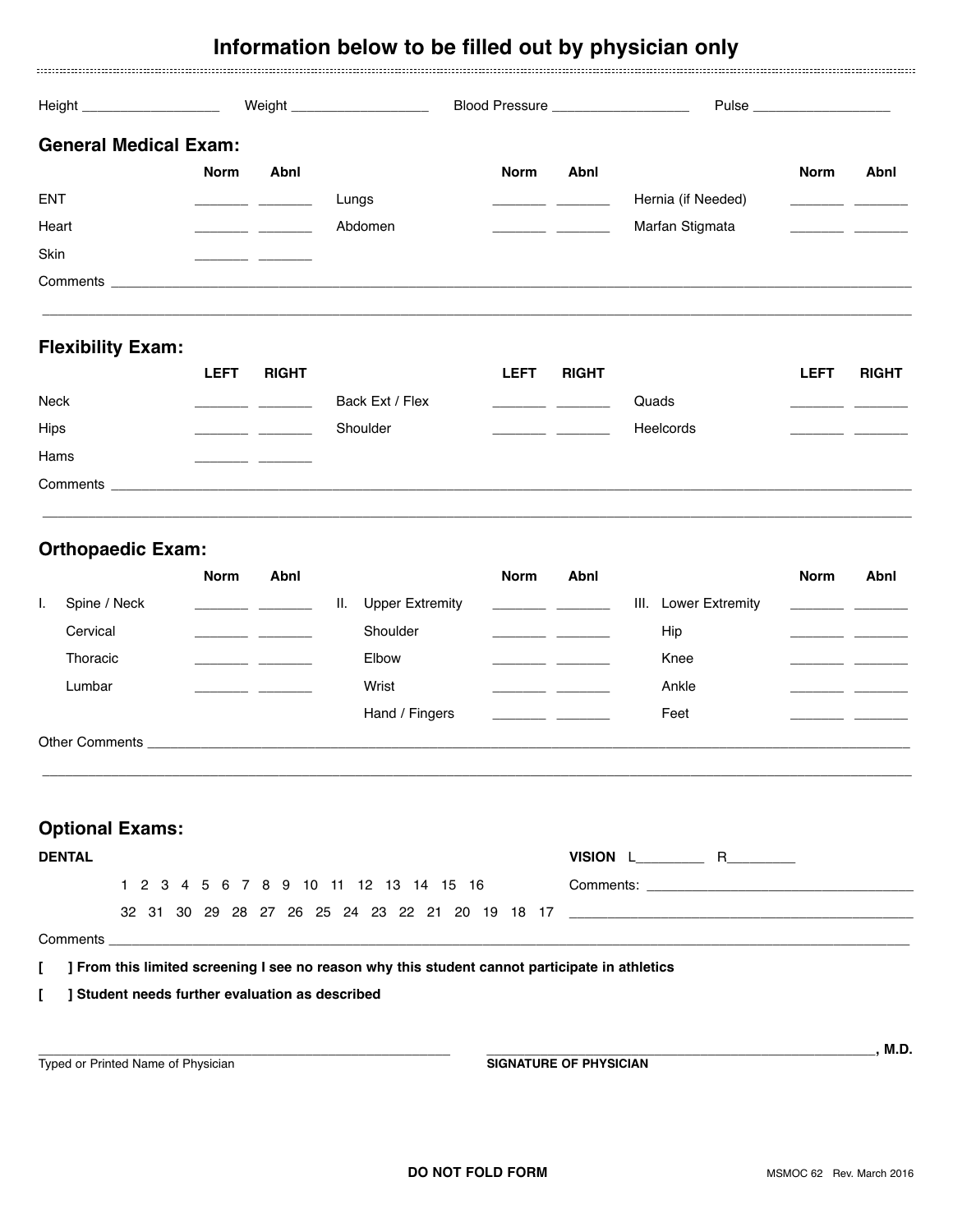## Information below to be filled out by physician only

Height __________________ Weight __________________ Blood Pressure __________________ Pulse __________________

### General Medical Exam:

| | Norm | Abnl | | Norm | Abnl | | Norm | Abnl |
|---|---|---|---|---|---|---|---|---|
| ENT | _______ | _______ | Lungs | _______ | _______ | Hernia (if Needed) | _______ | _______ |
| Heart | _______ | _______ | Abdomen | _______ | _______ | Marfan Stigmata | _______ | _______ |
| Skin | _______ | _______ | | | | | | |

Comments ______________________________________________________________________________

______________________________________________________________________________

### Flexibility Exam:

| | LEFT | RIGHT | | LEFT | RIGHT | | LEFT | RIGHT |
|---|---|---|---|---|---|---|---|---|
| Neck | _______ | _______ | Back Ext / Flex | _______ | _______ | Quads | _______ | _______ |
| Hips | _______ | _______ | Shoulder | _______ | _______ | Heelcords | _______ | _______ |
| Hams | _______ | _______ | | | | | | |

Comments ______________________________________________________________________________

______________________________________________________________________________

### Orthopaedic Exam:

| | Norm | Abnl | | Norm | Abnl | | Norm | Abnl |
|---|---|---|---|---|---|---|---|---|
| I. Spine / Neck | _______ | _______ | II. Upper Extremity | _______ | _______ | III. Lower Extremity | _______ | _______ |
| Cervical | _______ | _______ | Shoulder | _______ | _______ | Hip | _______ | _______ |
| Thoracic | _______ | _______ | Elbow | _______ | _______ | Knee | _______ | _______ |
| Lumbar | _______ | _______ | Wrist | _______ | _______ | Ankle | _______ | _______ |
| | | | Hand / Fingers | _______ | _______ | Feet | _______ | _______ |

Other Comments ______________________________________________________________________________

______________________________________________________________________________

### Optional Exams:

**DENTAL**

1 2 3 4 5 6 7 8 9 10 11 12 13 14 15 16

32 31 30 29 28 27 26 25 24 23 22 21 20 19 18 17

**VISION** L_________ R_________

Comments: ___________________________________

______________________________________________

Comments ______________________________________________________________________________

**[ ] From this limited screening I see no reason why this student cannot participate in athletics**

**[ ] Student needs further evaluation as described**

_______________________________________________ Typed or Printed Name of Physician

_______________________________________________, **M.D.** **SIGNATURE OF PHYSICIAN**

**DO NOT FOLD FORM**

MSMOC 62 Rev. March 2016